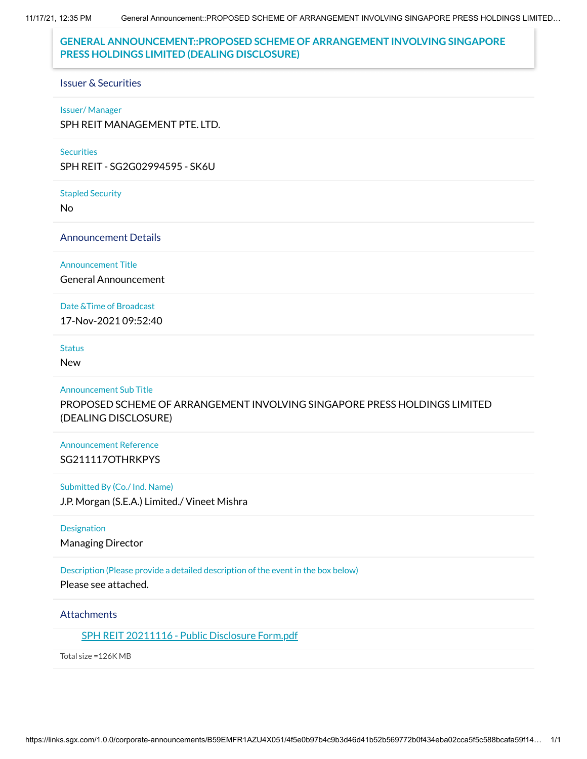# GENERAL ANNOUNCEMENT::PROPOSED SCHEME OF ARRANGEMENT INVOLVING SINGAPORE PRESS HOLDINGS LIMITED (DEALING DISCLOSURE)

## Issuer & Securities

**Issuer/ Manager**

SPH REIT MANAGEMENT PTE. LTD.

**Securities**

SPH REIT - SG2G02994595 - SK6U

**Stapled Security**

No

## Announcement Details

**Announcement Title**

General Announcement

**Date &Time of Broadcast**

17-Nov-2021 09:52:40

**Status**

New

**Announcement Sub Title**

PROPOSED SCHEME OF ARRANGEMENT INVOLVING SINGAPORE PRESS HOLDINGS LIMITED (DEALING DISCLOSURE)

**Announcement Reference**

SG211117OTHRKPYS

**Submitted By (Co./ Ind. Name)**

J.P. Morgan (S.E.A.) Limited./ Vineet Mishra

**Designation**

Managing Director

**Description (Please provide a detailed description of the event in the box below)**

Please see attached.

## Attachments

SPH REIT 20211116 - Public Disclosure Form.pdf

Total size =126K MB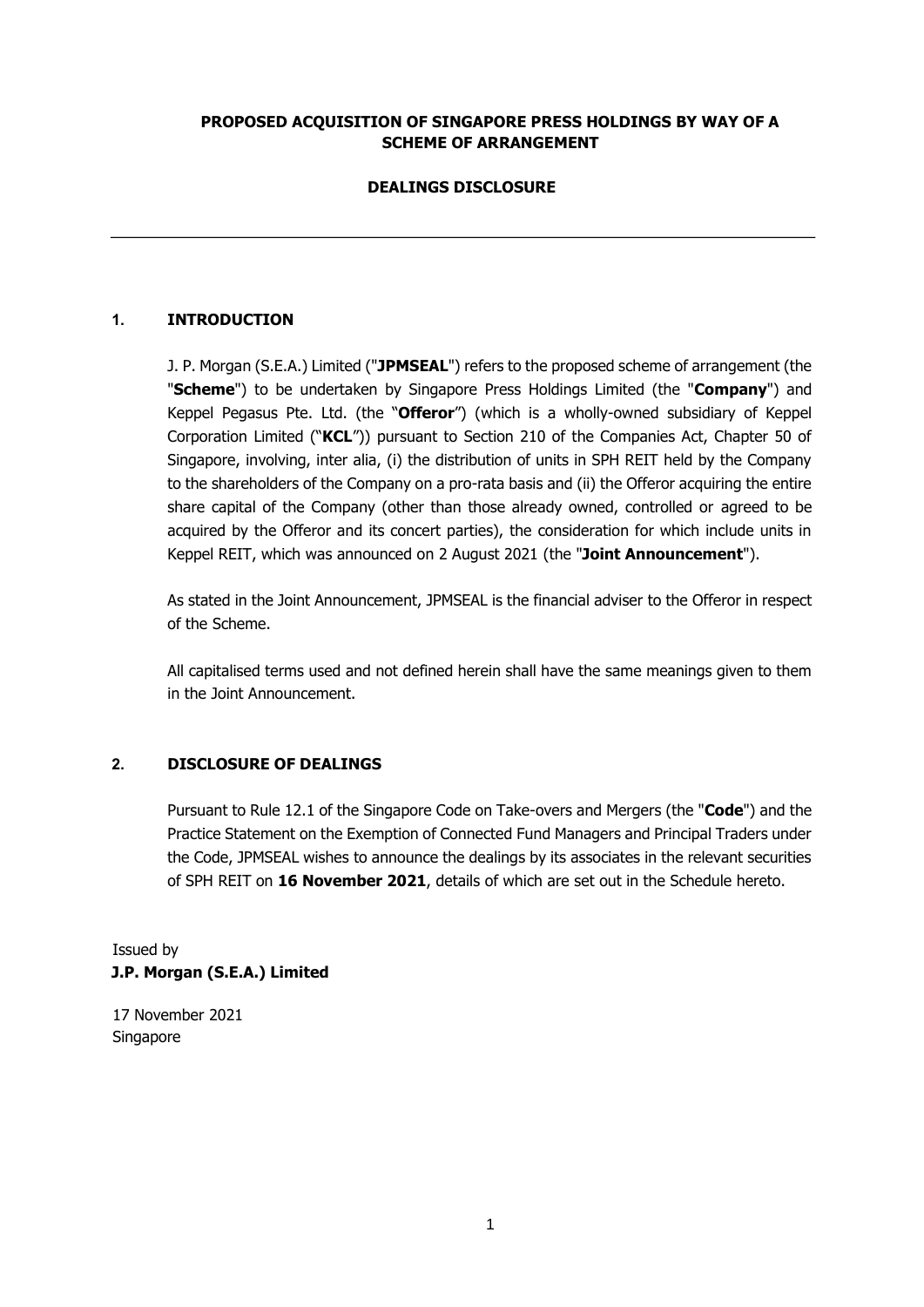**PROPOSED ACQUISITION OF SINGAPORE PRESS HOLDINGS BY WAY OF A SCHEME OF ARRANGEMENT**

**DEALINGS DISCLOSURE**

---

## 1. INTRODUCTION

J. P. Morgan (S.E.A.) Limited ("**JPMSEAL**") refers to the proposed scheme of arrangement (the "**Scheme**") to be undertaken by Singapore Press Holdings Limited (the "**Company**") and Keppel Pegasus Pte. Ltd. (the "**Offeror**") (which is a wholly-owned subsidiary of Keppel Corporation Limited ("**KCL**")) pursuant to Section 210 of the Companies Act, Chapter 50 of Singapore, involving, inter alia, (i) the distribution of units in SPH REIT held by the Company to the shareholders of the Company on a pro-rata basis and (ii) the Offeror acquiring the entire share capital of the Company (other than those already owned, controlled or agreed to be acquired by the Offeror and its concert parties), the consideration for which include units in Keppel REIT, which was announced on 2 August 2021 (the "**Joint Announcement**").

As stated in the Joint Announcement, JPMSEAL is the financial adviser to the Offeror in respect of the Scheme.

All capitalised terms used and not defined herein shall have the same meanings given to them in the Joint Announcement.

## 2. DISCLOSURE OF DEALINGS

Pursuant to Rule 12.1 of the Singapore Code on Take-overs and Mergers (the "**Code**") and the Practice Statement on the Exemption of Connected Fund Managers and Principal Traders under the Code, JPMSEAL wishes to announce the dealings by its associates in the relevant securities of SPH REIT on **16 November 2021**, details of which are set out in the Schedule hereto.

Issued by
**J.P. Morgan (S.E.A.) Limited**

17 November 2021
Singapore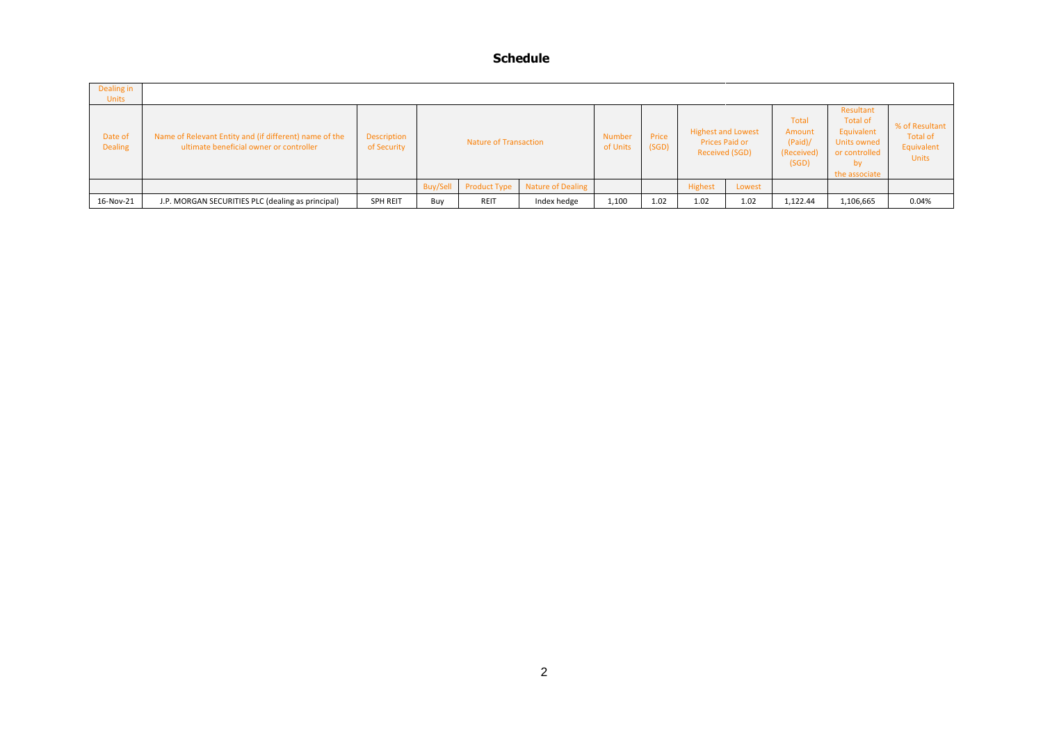## Schedule

| Dealing in Units | | | | | | | | | | | | |
|---|---|---|---|---|---|---|---|---|---|---|---|---|
| Date of Dealing | Name of Relevant Entity and (if different) name of the ultimate beneficial owner or controller | Description of Security | Nature of Transaction | | | Number of Units | Price (SGD) | Highest and Lowest Prices Paid or Received (SGD) | | Total Amount (Paid)/ (Received) (SGD) | Resultant Total of Equivalent Units owned or controlled by the associate | % of Resultant Total of Equivalent Units |
| | | | Buy/Sell | Product Type | Nature of Dealing | | | Highest | Lowest | | | |
| 16-Nov-21 | J.P. MORGAN SECURITIES PLC (dealing as principal) | SPH REIT | Buy | REIT | Index hedge | 1,100 | 1.02 | 1.02 | 1.02 | 1,122.44 | 1,106,665 | 0.04% |